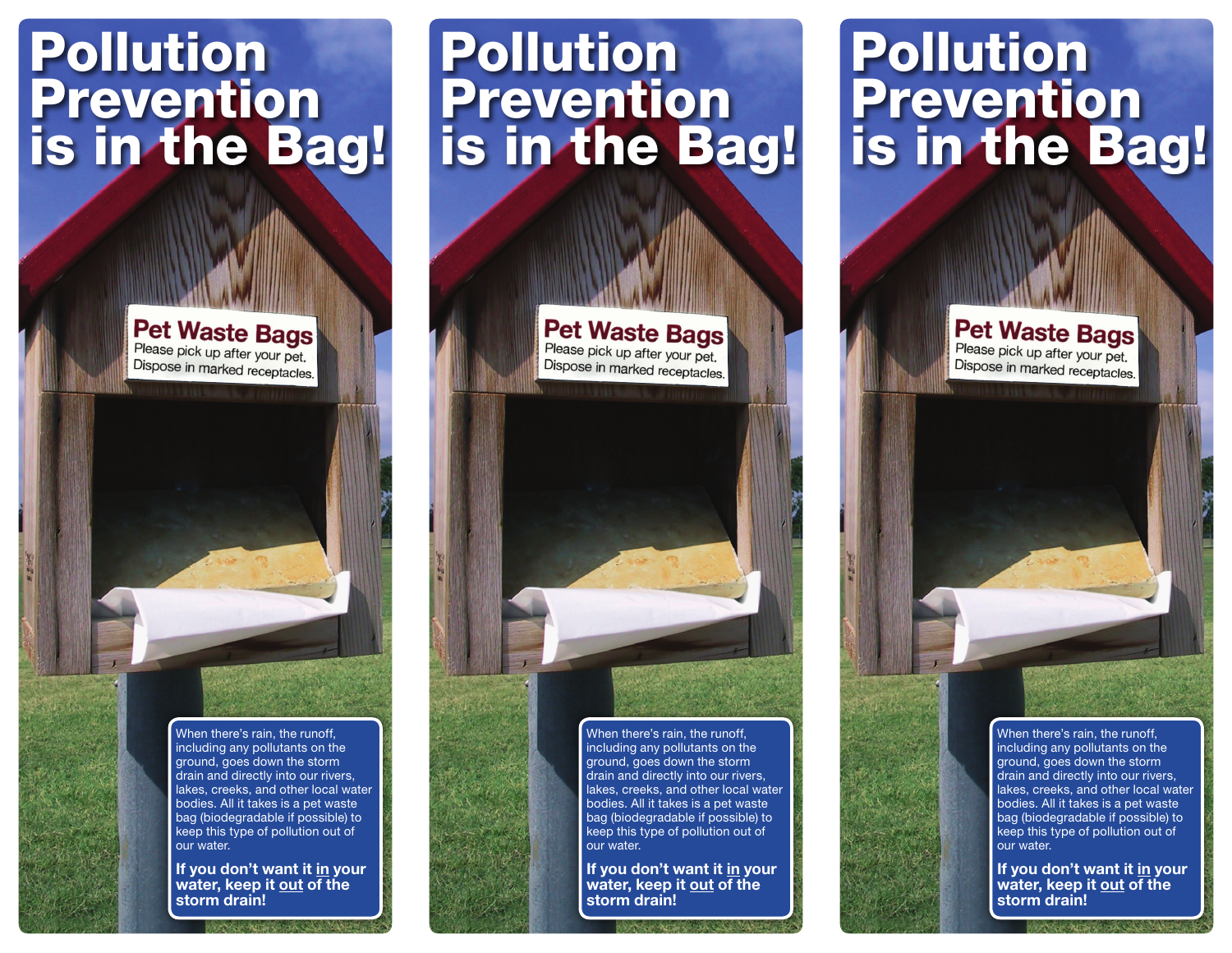# Pollution Prevention is in the Bag!

**Pet Waste Bags**

Please pick up after your pet.
Dispose in marked receptacles.

When there's rain, the runoff, including any pollutants on the ground, goes down the storm drain and directly into our rivers, lakes, creeks, and other local water bodies. All it takes is a pet waste bag (biodegradable if possible) to keep this type of pollution out of our water.

**If you don't want it <u>in</u> your water, keep it <u>out</u> of the storm drain!**

# Pollution Prevention is in the Bag!

**Pet Waste Bags**

Please pick up after your pet.
Dispose in marked receptacles.

When there's rain, the runoff, including any pollutants on the ground, goes down the storm drain and directly into our rivers, lakes, creeks, and other local water bodies. All it takes is a pet waste bag (biodegradable if possible) to keep this type of pollution out of our water.

**If you don't want it <u>in</u> your water, keep it <u>out</u> of the storm drain!**

# Pollution Prevention is in the Bag!

**Pet Waste Bags**

Please pick up after your pet.
Dispose in marked receptacles.

When there's rain, the runoff, including any pollutants on the ground, goes down the storm drain and directly into our rivers, lakes, creeks, and other local water bodies. All it takes is a pet waste bag (biodegradable if possible) to keep this type of pollution out of our water.

**If you don't want it <u>in</u> your water, keep it <u>out</u> of the storm drain!**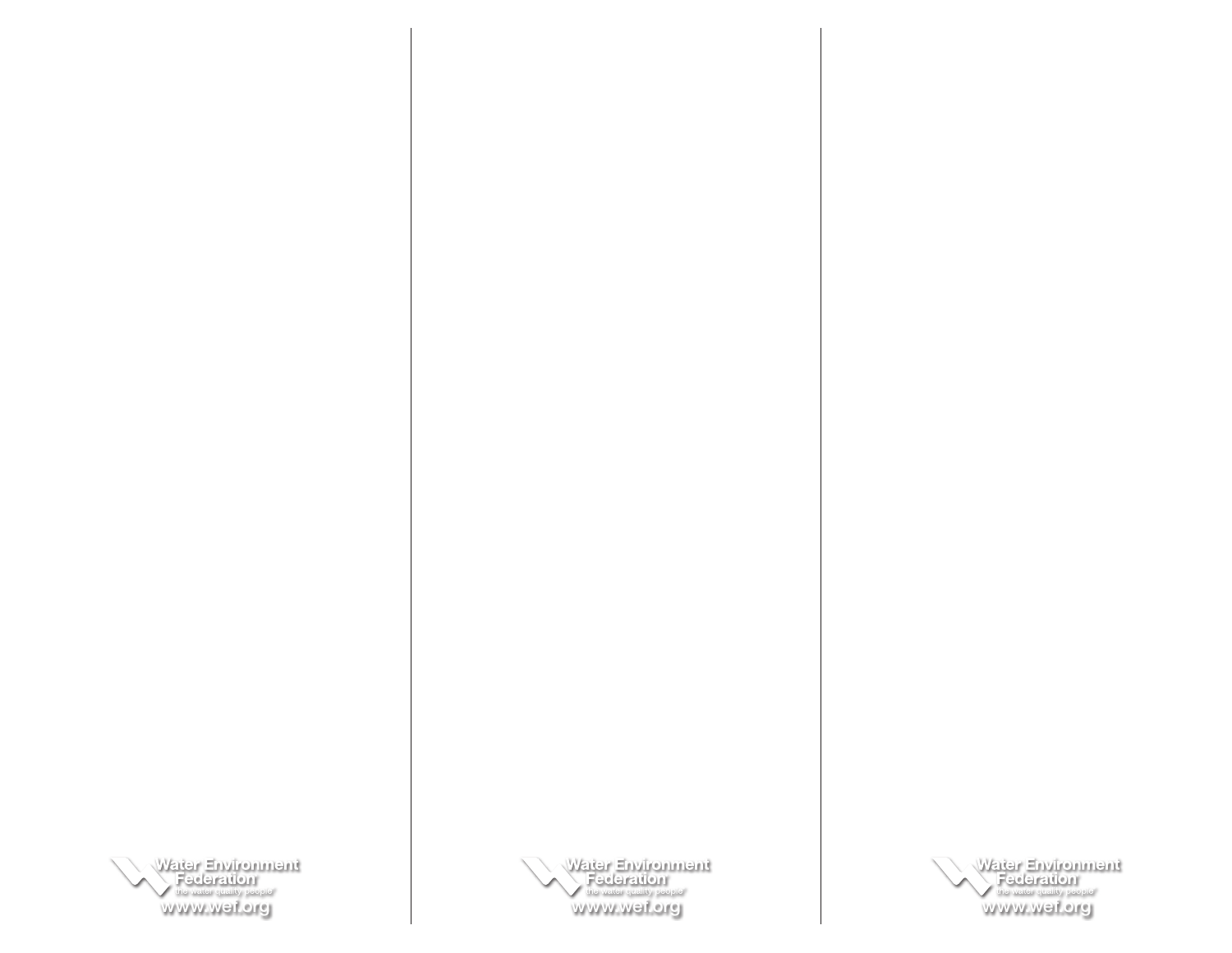Water Environment Federation

the water quality people

www.wef.org

Water Environment Federation

the water quality people

www.wef.org

Water Environment Federation

the water quality people

www.wef.org